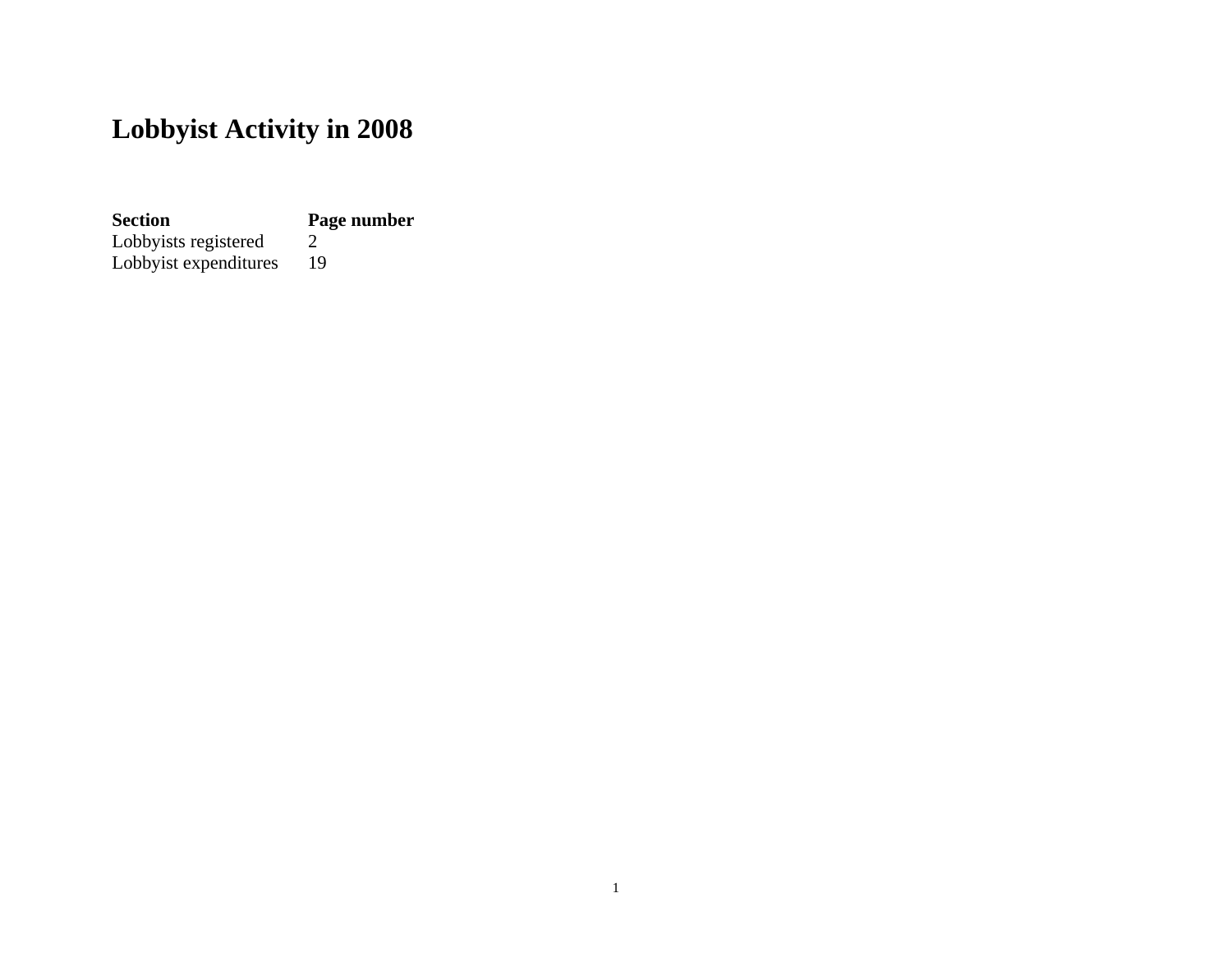# Lobbyist Activity in 2008

| Section | Page number |
|---|---|
| Lobbyists registered | 2 |
| Lobbyist expenditures | 19 |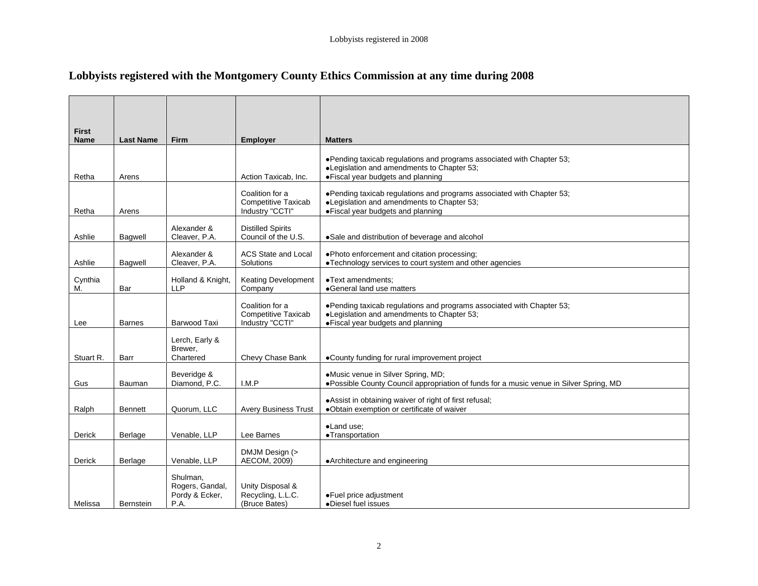## Lobbyists registered with the Montgomery County Ethics Commission at any time during 2008

| First Name | Last Name | Firm | Employer | Matters |
|---|---|---|---|---|
| Retha | Arens | | Action Taxicab, Inc. | •Pending taxicab regulations and programs associated with Chapter 53; •Legislation and amendments to Chapter 53; •Fiscal year budgets and planning |
| Retha | Arens | | Coalition for a Competitive Taxicab Industry "CCTI" | •Pending taxicab regulations and programs associated with Chapter 53; •Legislation and amendments to Chapter 53; •Fiscal year budgets and planning |
| Ashlie | Bagwell | Alexander & Cleaver, P.A. | Distilled Spirits Council of the U.S. | •Sale and distribution of beverage and alcohol |
| Ashlie | Bagwell | Alexander & Cleaver, P.A. | ACS State and Local Solutions | •Photo enforcement and citation processing; •Technology services to court system and other agencies |
| Cynthia M. | Bar | Holland & Knight, LLP | Keating Development Company | •Text amendments; •General land use matters |
| Lee | Barnes | Barwood Taxi | Coalition for a Competitive Taxicab Industry "CCTI" | •Pending taxicab regulations and programs associated with Chapter 53; •Legislation and amendments to Chapter 53; •Fiscal year budgets and planning |
| Stuart R. | Barr | Lerch, Early & Brewer, Chartered | Chevy Chase Bank | •County funding for rural improvement project |
| Gus | Bauman | Beveridge & Diamond, P.C. | I.M.P | •Music venue in Silver Spring, MD; •Possible County Council appropriation of funds for a music venue in Silver Spring, MD |
| Ralph | Bennett | Quorum, LLC | Avery Business Trust | •Assist in obtaining waiver of right of first refusal; •Obtain exemption or certificate of waiver |
| Derick | Berlage | Venable, LLP | Lee Barnes | •Land use; •Transportation |
| Derick | Berlage | Venable, LLP | DMJM Design (> AECOM, 2009) | •Architecture and engineering |
| Melissa | Bernstein | Shulman, Rogers, Gandal, Pordy & Ecker, P.A. | Unity Disposal & Recycling, L.L.C. (Bruce Bates) | •Fuel price adjustment •Diesel fuel issues |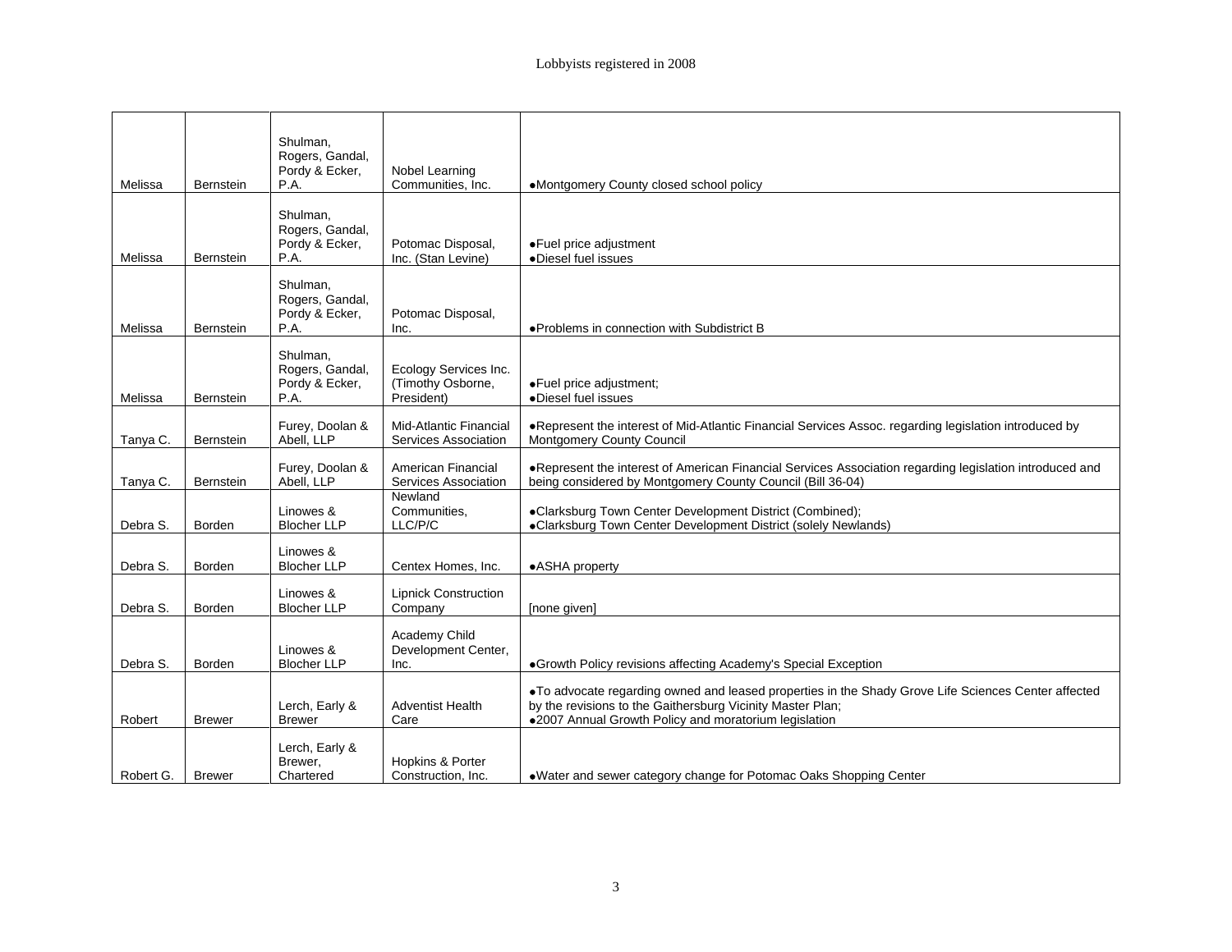Lobbyists registered in 2008

| | | | | |
|---|---|---|---|---|
| Melissa | Bernstein | Shulman, Rogers, Gandal, Pordy & Ecker, P.A. | Nobel Learning Communities, Inc. | •Montgomery County closed school policy |
| Melissa | Bernstein | Shulman, Rogers, Gandal, Pordy & Ecker, P.A. | Potomac Disposal, Inc. (Stan Levine) | •Fuel price adjustment<br>•Diesel fuel issues |
| Melissa | Bernstein | Shulman, Rogers, Gandal, Pordy & Ecker, P.A. | Potomac Disposal, Inc. | •Problems in connection with Subdistrict B |
| Melissa | Bernstein | Shulman, Rogers, Gandal, Pordy & Ecker, P.A. | Ecology Services Inc. (Timothy Osborne, President) | •Fuel price adjustment;<br>•Diesel fuel issues |
| Tanya C. | Bernstein | Furey, Doolan & Abell, LLP | Mid-Atlantic Financial Services Association | •Represent the interest of Mid-Atlantic Financial Services Assoc. regarding legislation introduced by Montgomery County Council |
| Tanya C. | Bernstein | Furey, Doolan & Abell, LLP | American Financial Services Association | •Represent the interest of American Financial Services Association regarding legislation introduced and being considered by Montgomery County Council (Bill 36-04) |
| Debra S. | Borden | Linowes & Blocher LLP | Newland Communities, LLC/P/C | •Clarksburg Town Center Development District (Combined);<br>•Clarksburg Town Center Development District (solely Newlands) |
| Debra S. | Borden | Linowes & Blocher LLP | Centex Homes, Inc. | •ASHA property |
| Debra S. | Borden | Linowes & Blocher LLP | Lipnick Construction Company | [none given] |
| Debra S. | Borden | Linowes & Blocher LLP | Academy Child Development Center, Inc. | •Growth Policy revisions affecting Academy's Special Exception |
| Robert | Brewer | Lerch, Early & Brewer | Adventist Health Care | •To advocate regarding owned and leased properties in the Shady Grove Life Sciences Center affected by the revisions to the Gaithersburg Vicinity Master Plan;<br>•2007 Annual Growth Policy and moratorium legislation |
| Robert G. | Brewer | Lerch, Early & Brewer, Chartered | Hopkins & Porter Construction, Inc. | •Water and sewer category change for Potomac Oaks Shopping Center |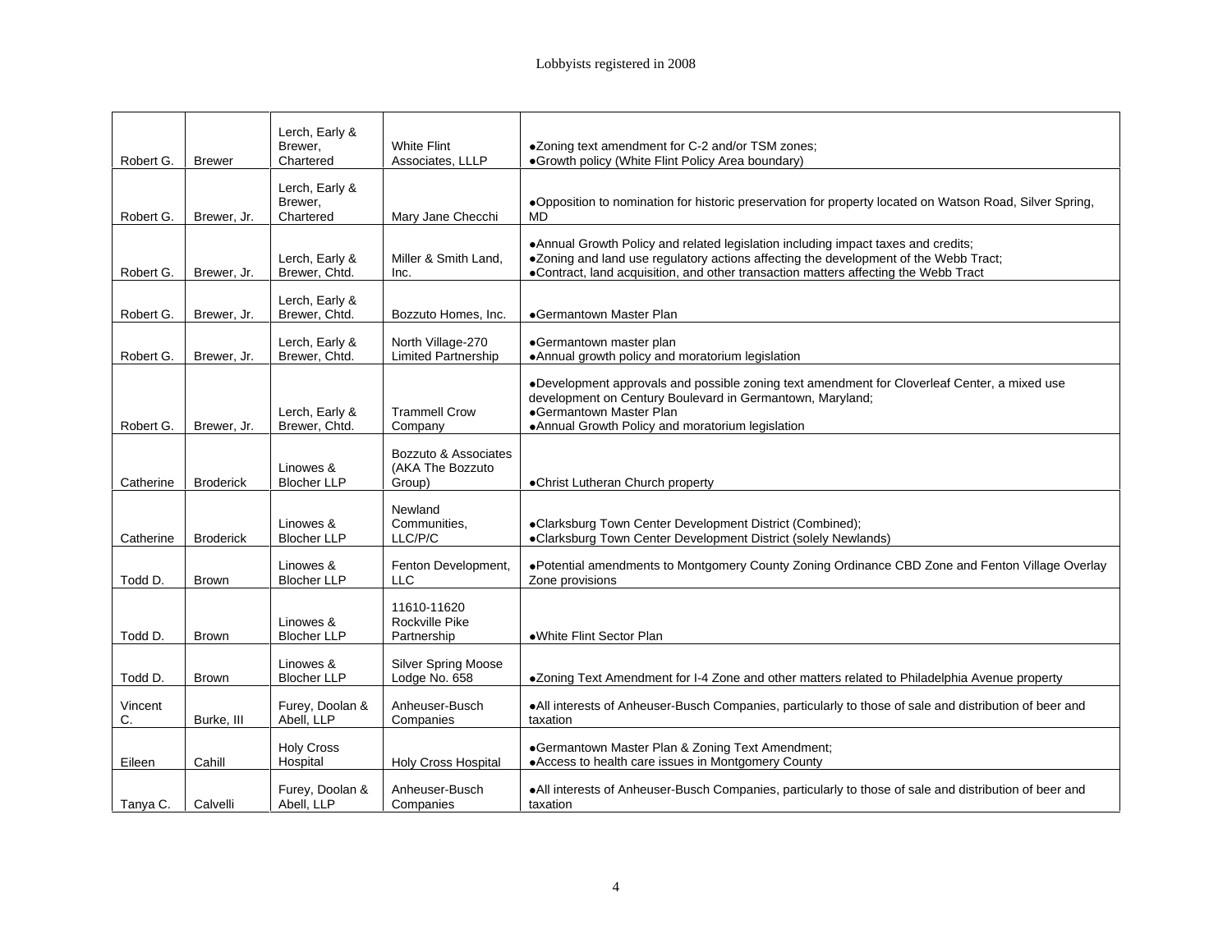| | | | | |
|---|---|---|---|---|
| Robert G. | Brewer | Lerch, Early & Brewer, Chartered | White Flint Associates, LLLP | •Zoning text amendment for C-2 and/or TSM zones;<br>•Growth policy (White Flint Policy Area boundary) |
| Robert G. | Brewer, Jr. | Lerch, Early & Brewer, Chartered | Mary Jane Checchi | •Opposition to nomination for historic preservation for property located on Watson Road, Silver Spring, MD |
| Robert G. | Brewer, Jr. | Lerch, Early & Brewer, Chtd. | Miller & Smith Land, Inc. | •Annual Growth Policy and related legislation including impact taxes and credits;<br>•Zoning and land use regulatory actions affecting the development of the Webb Tract;<br>•Contract, land acquisition, and other transaction matters affecting the Webb Tract |
| Robert G. | Brewer, Jr. | Lerch, Early & Brewer, Chtd. | Bozzuto Homes, Inc. | •Germantown Master Plan |
| Robert G. | Brewer, Jr. | Lerch, Early & Brewer, Chtd. | North Village-270 Limited Partnership | •Germantown master plan<br>•Annual growth policy and moratorium legislation |
| Robert G. | Brewer, Jr. | Lerch, Early & Brewer, Chtd. | Trammell Crow Company | •Development approvals and possible zoning text amendment for Cloverleaf Center, a mixed use development on Century Boulevard in Germantown, Maryland;<br>•Germantown Master Plan<br>•Annual Growth Policy and moratorium legislation |
| Catherine | Broderick | Linowes & Blocher LLP | Bozzuto & Associates (AKA The Bozzuto Group) | •Christ Lutheran Church property |
| Catherine | Broderick | Linowes & Blocher LLP | Newland Communities, LLC/P/C | •Clarksburg Town Center Development District (Combined);<br>•Clarksburg Town Center Development District (solely Newlands) |
| Todd D. | Brown | Linowes & Blocher LLP | Fenton Development, LLC | •Potential amendments to Montgomery County Zoning Ordinance CBD Zone and Fenton Village Overlay Zone provisions |
| Todd D. | Brown | Linowes & Blocher LLP | 11610-11620 Rockville Pike Partnership | •White Flint Sector Plan |
| Todd D. | Brown | Linowes & Blocher LLP | Silver Spring Moose Lodge No. 658 | •Zoning Text Amendment for I-4 Zone and other matters related to Philadelphia Avenue property |
| Vincent C. | Burke, III | Furey, Doolan & Abell, LLP | Anheuser-Busch Companies | •All interests of Anheuser-Busch Companies, particularly to those of sale and distribution of beer and taxation |
| Eileen | Cahill | Holy Cross Hospital | Holy Cross Hospital | •Germantown Master Plan & Zoning Text Amendment;<br>•Access to health care issues in Montgomery County |
| Tanya C. | Calvelli | Furey, Doolan & Abell, LLP | Anheuser-Busch Companies | •All interests of Anheuser-Busch Companies, particularly to those of sale and distribution of beer and taxation |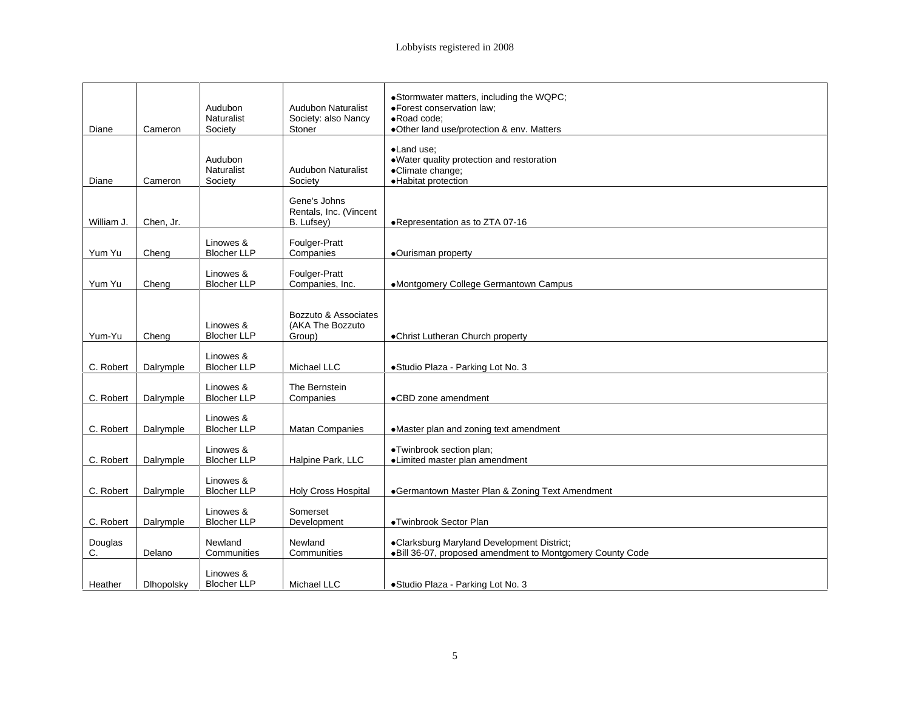Lobbyists registered in 2008

| | | | | |
|---|---|---|---|---|
| Diane | Cameron | Audubon Naturalist Society | Audubon Naturalist Society: also Nancy Stoner | •Stormwater matters, including the WQPC;<br>•Forest conservation law;<br>•Road code;<br>•Other land use/protection & env. Matters |
| Diane | Cameron | Audubon Naturalist Society | Audubon Naturalist Society | •Land use;<br>•Water quality protection and restoration<br>•Climate change;<br>•Habitat protection |
| William J. | Chen, Jr. | | Gene's Johns Rentals, Inc. (Vincent B. Lufsey) | •Representation as to ZTA 07-16 |
| Yum Yu | Cheng | Linowes & Blocher LLP | Foulger-Pratt Companies | •Ourisman property |
| Yum Yu | Cheng | Linowes & Blocher LLP | Foulger-Pratt Companies, Inc. | •Montgomery College Germantown Campus |
| Yum-Yu | Cheng | Linowes & Blocher LLP | Bozzuto & Associates (AKA The Bozzuto Group) | •Christ Lutheran Church property |
| C. Robert | Dalrymple | Linowes & Blocher LLP | Michael LLC | •Studio Plaza - Parking Lot No. 3 |
| C. Robert | Dalrymple | Linowes & Blocher LLP | The Bernstein Companies | •CBD zone amendment |
| C. Robert | Dalrymple | Linowes & Blocher LLP | Matan Companies | •Master plan and zoning text amendment |
| C. Robert | Dalrymple | Linowes & Blocher LLP | Halpine Park, LLC | •Twinbrook section plan;<br>•Limited master plan amendment |
| C. Robert | Dalrymple | Linowes & Blocher LLP | Holy Cross Hospital | •Germantown Master Plan & Zoning Text Amendment |
| C. Robert | Dalrymple | Linowes & Blocher LLP | Somerset Development | •Twinbrook Sector Plan |
| Douglas C. | Delano | Newland Communities | Newland Communities | •Clarksburg Maryland Development District;<br>•Bill 36-07, proposed amendment to Montgomery County Code |
| Heather | Dlhopolsky | Linowes & Blocher LLP | Michael LLC | •Studio Plaza - Parking Lot No. 3 |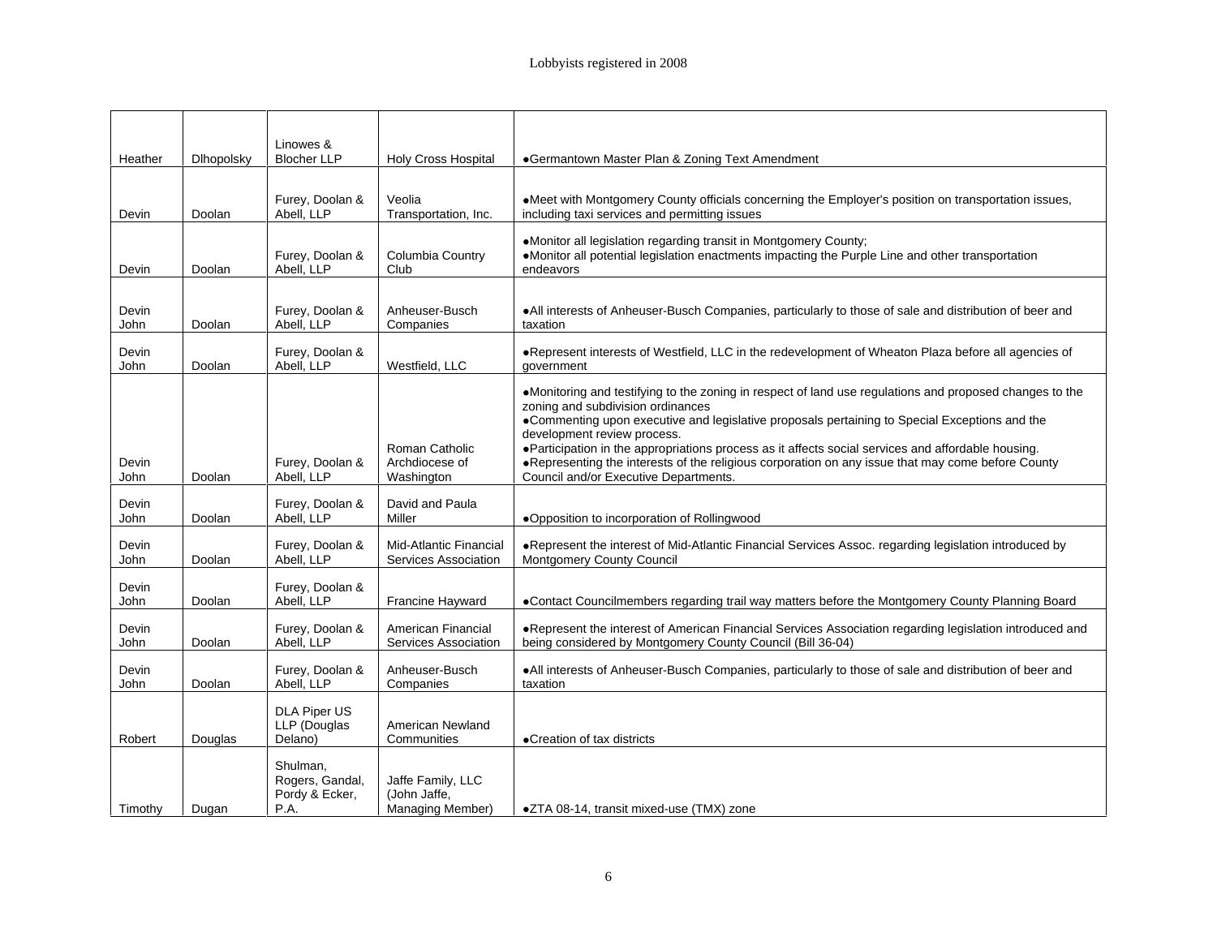Lobbyists registered in 2008

| | | | | |
|---|---|---|---|---|
| Heather | Dlhopolsky | Linowes & Blocher LLP | Holy Cross Hospital | ●Germantown Master Plan & Zoning Text Amendment |
| Devin | Doolan | Furey, Doolan & Abell, LLP | Veolia Transportation, Inc. | ●Meet with Montgomery County officials concerning the Employer's position on transportation issues, including taxi services and permitting issues |
| Devin | Doolan | Furey, Doolan & Abell, LLP | Columbia Country Club | ●Monitor all legislation regarding transit in Montgomery County; ●Monitor all potential legislation enactments impacting the Purple Line and other transportation endeavors |
| Devin John | Doolan | Furey, Doolan & Abell, LLP | Anheuser-Busch Companies | ●All interests of Anheuser-Busch Companies, particularly to those of sale and distribution of beer and taxation |
| Devin John | Doolan | Furey, Doolan & Abell, LLP | Westfield, LLC | ●Represent interests of Westfield, LLC in the redevelopment of Wheaton Plaza before all agencies of government |
| Devin John | Doolan | Furey, Doolan & Abell, LLP | Roman Catholic Archdiocese of Washington | ●Monitoring and testifying to the zoning in respect of land use regulations and proposed changes to the zoning and subdivision ordinances ●Commenting upon executive and legislative proposals pertaining to Special Exceptions and the development review process. ●Participation in the appropriations process as it affects social services and affordable housing. ●Representing the interests of the religious corporation on any issue that may come before County Council and/or Executive Departments. |
| Devin John | Doolan | Furey, Doolan & Abell, LLP | David and Paula Miller | ●Opposition to incorporation of Rollingwood |
| Devin John | Doolan | Furey, Doolan & Abell, LLP | Mid-Atlantic Financial Services Association | ●Represent the interest of Mid-Atlantic Financial Services Assoc. regarding legislation introduced by Montgomery County Council |
| Devin John | Doolan | Furey, Doolan & Abell, LLP | Francine Hayward | ●Contact Councilmembers regarding trail way matters before the Montgomery County Planning Board |
| Devin John | Doolan | Furey, Doolan & Abell, LLP | American Financial Services Association | ●Represent the interest of American Financial Services Association regarding legislation introduced and being considered by Montgomery County Council (Bill 36-04) |
| Devin John | Doolan | Furey, Doolan & Abell, LLP | Anheuser-Busch Companies | ●All interests of Anheuser-Busch Companies, particularly to those of sale and distribution of beer and taxation |
| Robert | Douglas | DLA Piper US LLP (Douglas Delano) | American Newland Communities | ●Creation of tax districts |
| Timothy | Dugan | Shulman, Rogers, Gandal, Pordy & Ecker, P.A. | Jaffe Family, LLC (John Jaffe, Managing Member) | ●ZTA 08-14, transit mixed-use (TMX) zone |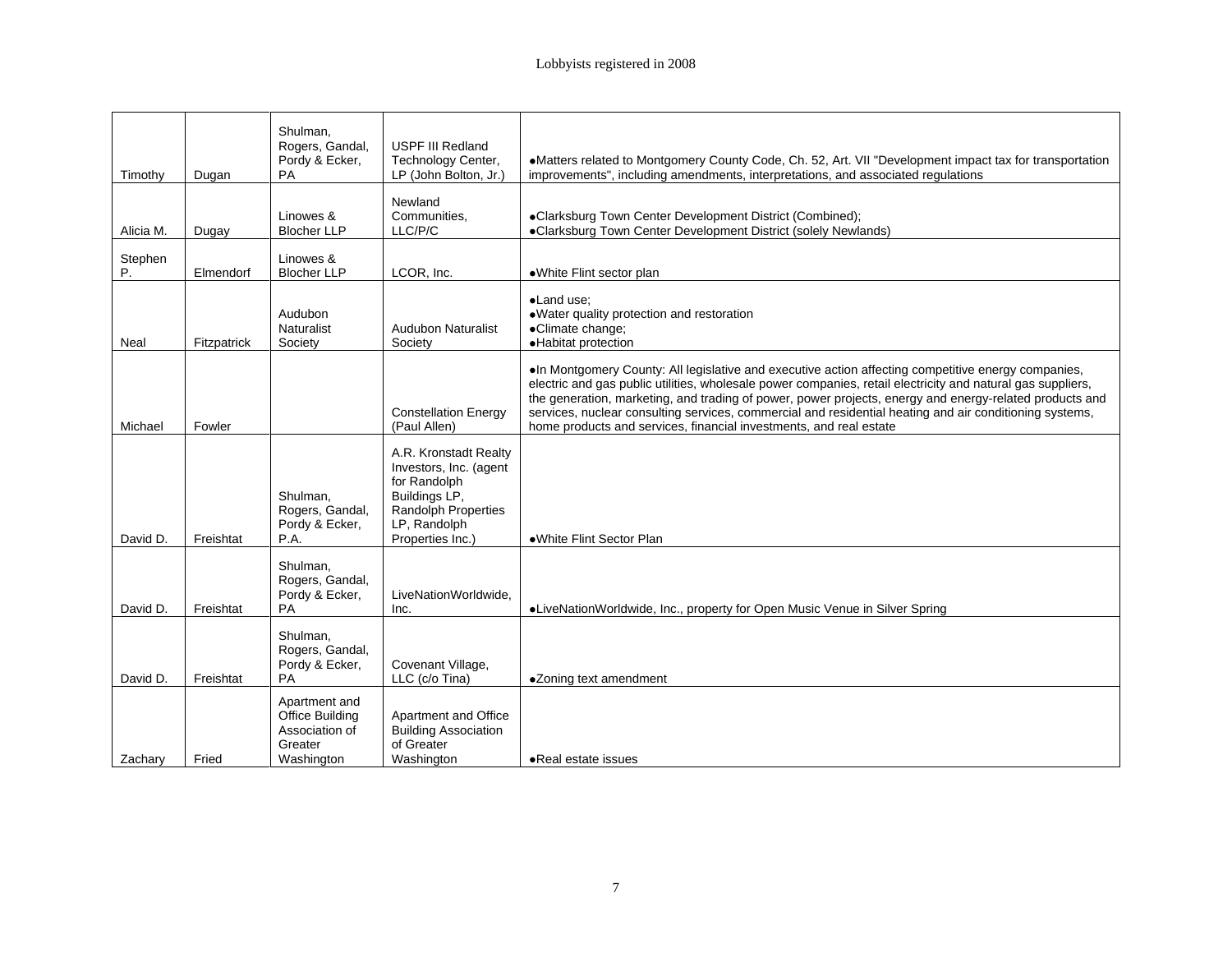Lobbyists registered in 2008

| | | | | |
|---|---|---|---|---|
| Timothy | Dugan | Shulman, Rogers, Gandal, Pordy & Ecker, PA | USPF III Redland Technology Center, LP (John Bolton, Jr.) | •Matters related to Montgomery County Code, Ch. 52, Art. VII "Development impact tax for transportation improvements", including amendments, interpretations, and associated regulations |
| Alicia M. | Dugay | Linowes & Blocher LLP | Newland Communities, LLC/P/C | •Clarksburg Town Center Development District (Combined);<br>•Clarksburg Town Center Development District (solely Newlands) |
| Stephen P. | Elmendorf | Linowes & Blocher LLP | LCOR, Inc. | •White Flint sector plan |
| Neal | Fitzpatrick | Audubon Naturalist Society | Audubon Naturalist Society | •Land use;<br>•Water quality protection and restoration<br>•Climate change;<br>•Habitat protection |
| Michael | Fowler | | Constellation Energy (Paul Allen) | •In Montgomery County: All legislative and executive action affecting competitive energy companies, electric and gas public utilities, wholesale power companies, retail electricity and natural gas suppliers, the generation, marketing, and trading of power, power projects, energy and energy-related products and services, nuclear consulting services, commercial and residential heating and air conditioning systems, home products and services, financial investments, and real estate |
| David D. | Freishtat | Shulman, Rogers, Gandal, Pordy & Ecker, P.A. | A.R. Kronstadt Realty Investors, Inc. (agent for Randolph Buildings LP, Randolph Properties LP, Randolph Properties Inc.) | •White Flint Sector Plan |
| David D. | Freishtat | Shulman, Rogers, Gandal, Pordy & Ecker, PA | LiveNationWorldwide, Inc. | •LiveNationWorldwide, Inc., property for Open Music Venue in Silver Spring |
| David D. | Freishtat | Shulman, Rogers, Gandal, Pordy & Ecker, PA | Covenant Village, LLC (c/o Tina) | •Zoning text amendment |
| Zachary | Fried | Apartment and Office Building Association of Greater Washington | Apartment and Office Building Association of Greater Washington | •Real estate issues |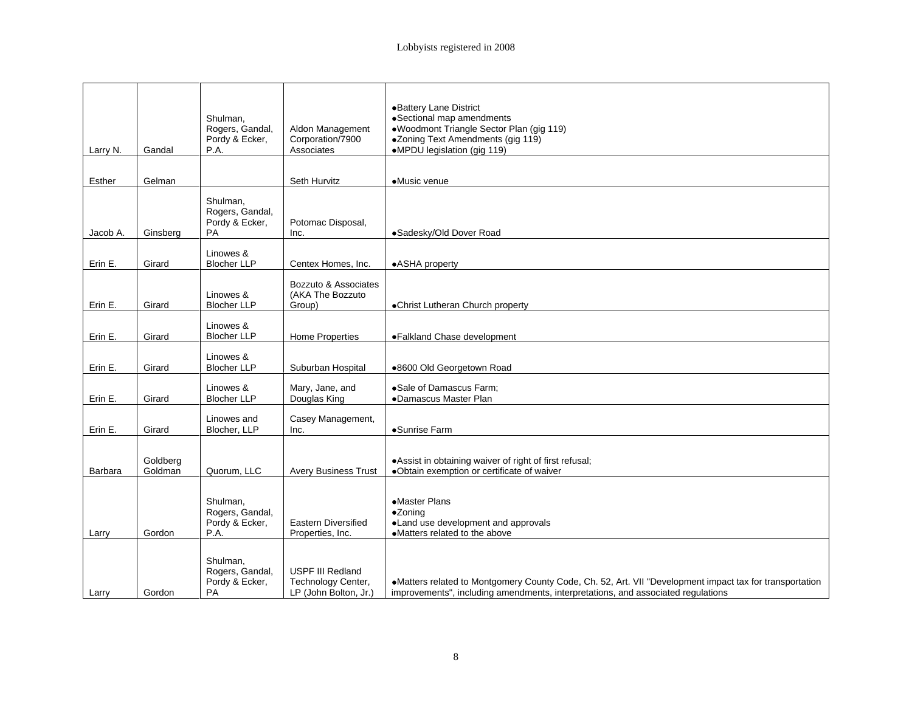Lobbyists registered in 2008

| | | | | |
|---|---|---|---|---|
| Larry N. | Gandal | Shulman, Rogers, Gandal, Pordy & Ecker, P.A. | Aldon Management Corporation/7900 Associates | •Battery Lane District<br>•Sectional map amendments<br>•Woodmont Triangle Sector Plan (gig 119)<br>•Zoning Text Amendments (gig 119)<br>•MPDU legislation (gig 119) |
| Esther | Gelman | | Seth Hurvitz | •Music venue |
| Jacob A. | Ginsberg | Shulman, Rogers, Gandal, Pordy & Ecker, PA | Potomac Disposal, Inc. | •Sadesky/Old Dover Road |
| Erin E. | Girard | Linowes & Blocher LLP | Centex Homes, Inc. | •ASHA property |
| Erin E. | Girard | Linowes & Blocher LLP | Bozzuto & Associates (AKA The Bozzuto Group) | •Christ Lutheran Church property |
| Erin E. | Girard | Linowes & Blocher LLP | Home Properties | •Falkland Chase development |
| Erin E. | Girard | Linowes & Blocher LLP | Suburban Hospital | •8600 Old Georgetown Road |
| Erin E. | Girard | Linowes & Blocher LLP | Mary, Jane, and Douglas King | •Sale of Damascus Farm;<br>•Damascus Master Plan |
| Erin E. | Girard | Linowes and Blocher, LLP | Casey Management, Inc. | •Sunrise Farm |
| Barbara | Goldberg Goldman | Quorum, LLC | Avery Business Trust | •Assist in obtaining waiver of right of first refusal;<br>•Obtain exemption or certificate of waiver |
| Larry | Gordon | Shulman, Rogers, Gandal, Pordy & Ecker, P.A. | Eastern Diversified Properties, Inc. | •Master Plans<br>•Zoning<br>•Land use development and approvals<br>•Matters related to the above |
| Larry | Gordon | Shulman, Rogers, Gandal, Pordy & Ecker, PA | USPF III Redland Technology Center, LP (John Bolton, Jr.) | •Matters related to Montgomery County Code, Ch. 52, Art. VII "Development impact tax for transportation improvements", including amendments, interpretations, and associated regulations |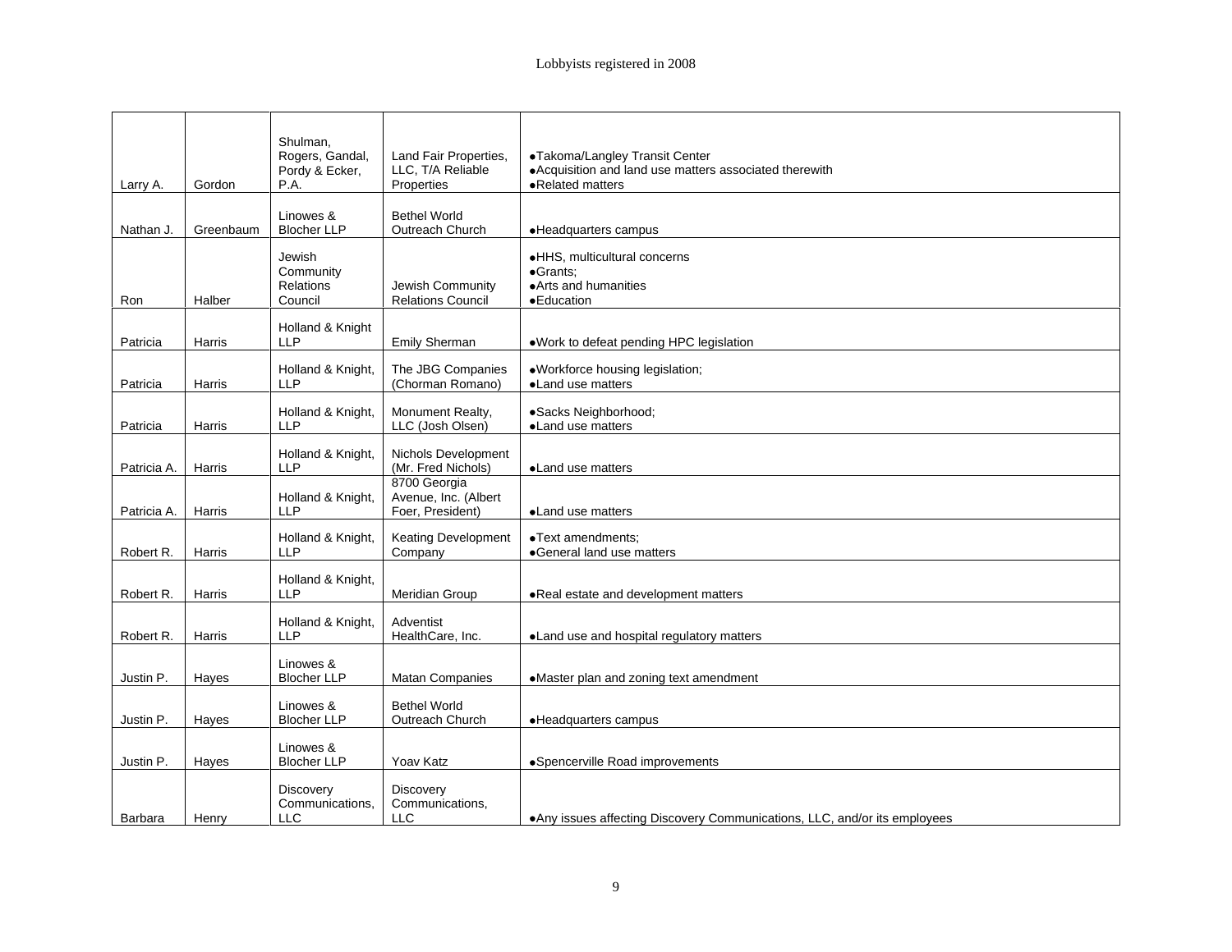Lobbyists registered in 2008

| | | | | |
|---|---|---|---|---|
| Larry A. | Gordon | Shulman, Rogers, Gandal, Pordy & Ecker, P.A. | Land Fair Properties, LLC, T/A Reliable Properties | •Takoma/Langley Transit Center<br>•Acquisition and land use matters associated therewith<br>•Related matters |
| Nathan J. | Greenbaum | Linowes & Blocher LLP | Bethel World Outreach Church | •Headquarters campus |
| Ron | Halber | Jewish Community Relations Council | Jewish Community Relations Council | •HHS, multicultural concerns<br>•Grants;<br>•Arts and humanities<br>•Education |
| Patricia | Harris | Holland & Knight LLP | Emily Sherman | •Work to defeat pending HPC legislation |
| Patricia | Harris | Holland & Knight, LLP | The JBG Companies (Chorman Romano) | •Workforce housing legislation;<br>•Land use matters |
| Patricia | Harris | Holland & Knight, LLP | Monument Realty, LLC (Josh Olsen) | •Sacks Neighborhood;<br>•Land use matters |
| Patricia A. | Harris | Holland & Knight, LLP | Nichols Development (Mr. Fred Nichols) | •Land use matters |
| Patricia A. | Harris | Holland & Knight, LLP | 8700 Georgia Avenue, Inc. (Albert Foer, President) | •Land use matters |
| Robert R. | Harris | Holland & Knight, LLP | Keating Development Company | •Text amendments;<br>•General land use matters |
| Robert R. | Harris | Holland & Knight, LLP | Meridian Group | •Real estate and development matters |
| Robert R. | Harris | Holland & Knight, LLP | Adventist HealthCare, Inc. | •Land use and hospital regulatory matters |
| Justin P. | Hayes | Linowes & Blocher LLP | Matan Companies | •Master plan and zoning text amendment |
| Justin P. | Hayes | Linowes & Blocher LLP | Bethel World Outreach Church | •Headquarters campus |
| Justin P. | Hayes | Linowes & Blocher LLP | Yoav Katz | •Spencerville Road improvements |
| Barbara | Henry | Discovery Communications, LLC | Discovery Communications, LLC | •Any issues affecting Discovery Communications, LLC, and/or its employees |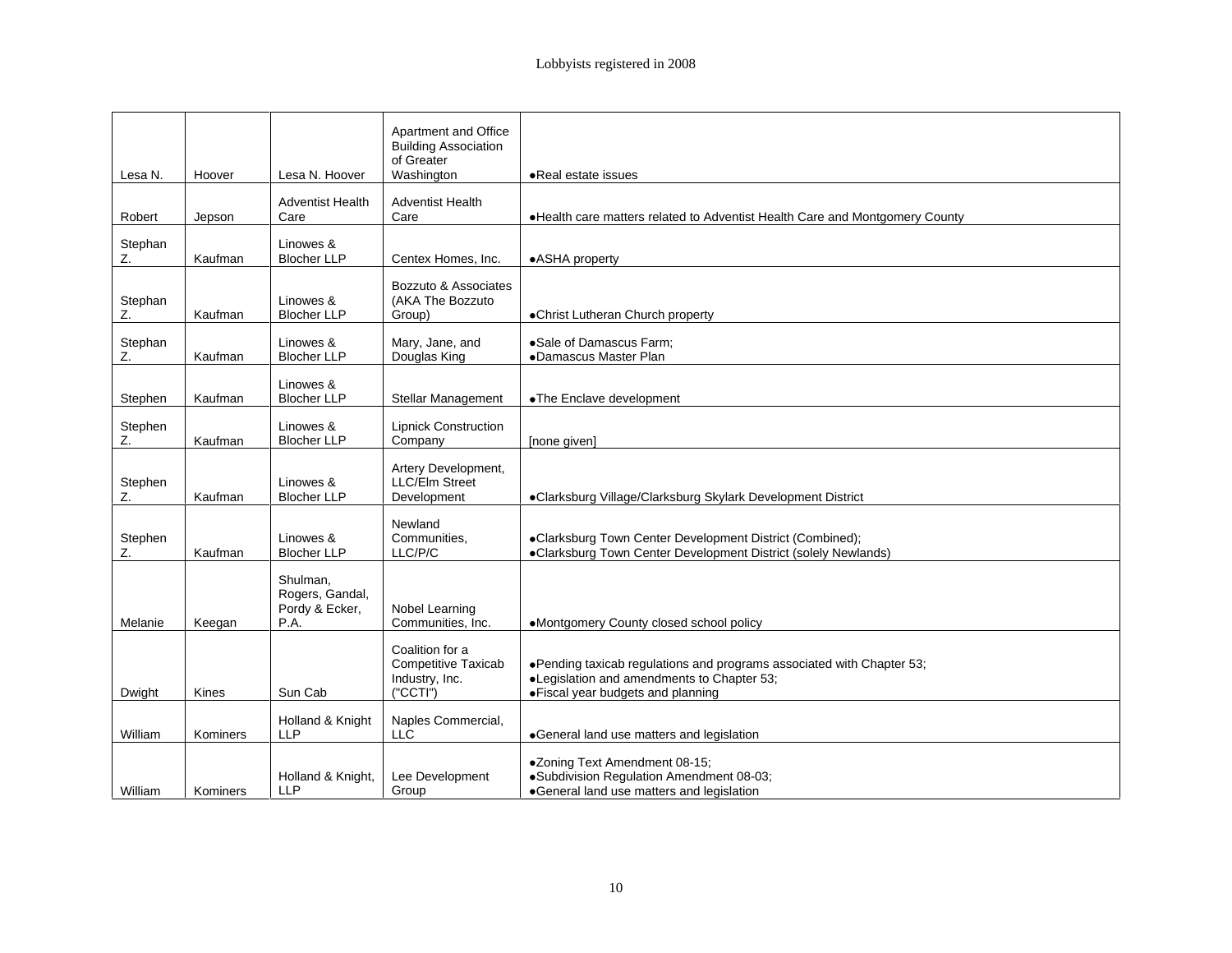| | | | | |
|---|---|---|---|---|
| Lesa N. | Hoover | Lesa N. Hoover | Apartment and Office Building Association of Greater Washington | •Real estate issues |
| Robert | Jepson | Adventist Health Care | Adventist Health Care | •Health care matters related to Adventist Health Care and Montgomery County |
| Stephan Z. | Kaufman | Linowes & Blocher LLP | Centex Homes, Inc. | •ASHA property |
| Stephan Z. | Kaufman | Linowes & Blocher LLP | Bozzuto & Associates (AKA The Bozzuto Group) | •Christ Lutheran Church property |
| Stephan Z. | Kaufman | Linowes & Blocher LLP | Mary, Jane, and Douglas King | •Sale of Damascus Farm;<br>•Damascus Master Plan |
| Stephen | Kaufman | Linowes & Blocher LLP | Stellar Management | •The Enclave development |
| Stephen Z. | Kaufman | Linowes & Blocher LLP | Lipnick Construction Company | [none given] |
| Stephen Z. | Kaufman | Linowes & Blocher LLP | Artery Development, LLC/Elm Street Development | •Clarksburg Village/Clarksburg Skylark Development District |
| Stephen Z. | Kaufman | Linowes & Blocher LLP | Newland Communities, LLC/P/C | •Clarksburg Town Center Development District (Combined);<br>•Clarksburg Town Center Development District (solely Newlands) |
| Melanie | Keegan | Shulman, Rogers, Gandal, Pordy & Ecker, P.A. | Nobel Learning Communities, Inc. | •Montgomery County closed school policy |
| Dwight | Kines | Sun Cab | Coalition for a Competitive Taxicab Industry, Inc. ("CCTI") | •Pending taxicab regulations and programs associated with Chapter 53;<br>•Legislation and amendments to Chapter 53;<br>•Fiscal year budgets and planning |
| William | Kominers | Holland & Knight LLP | Naples Commercial, LLC | •General land use matters and legislation |
| William | Kominers | Holland & Knight, LLP | Lee Development Group | •Zoning Text Amendment 08-15;<br>•Subdivision Regulation Amendment 08-03;<br>•General land use matters and legislation |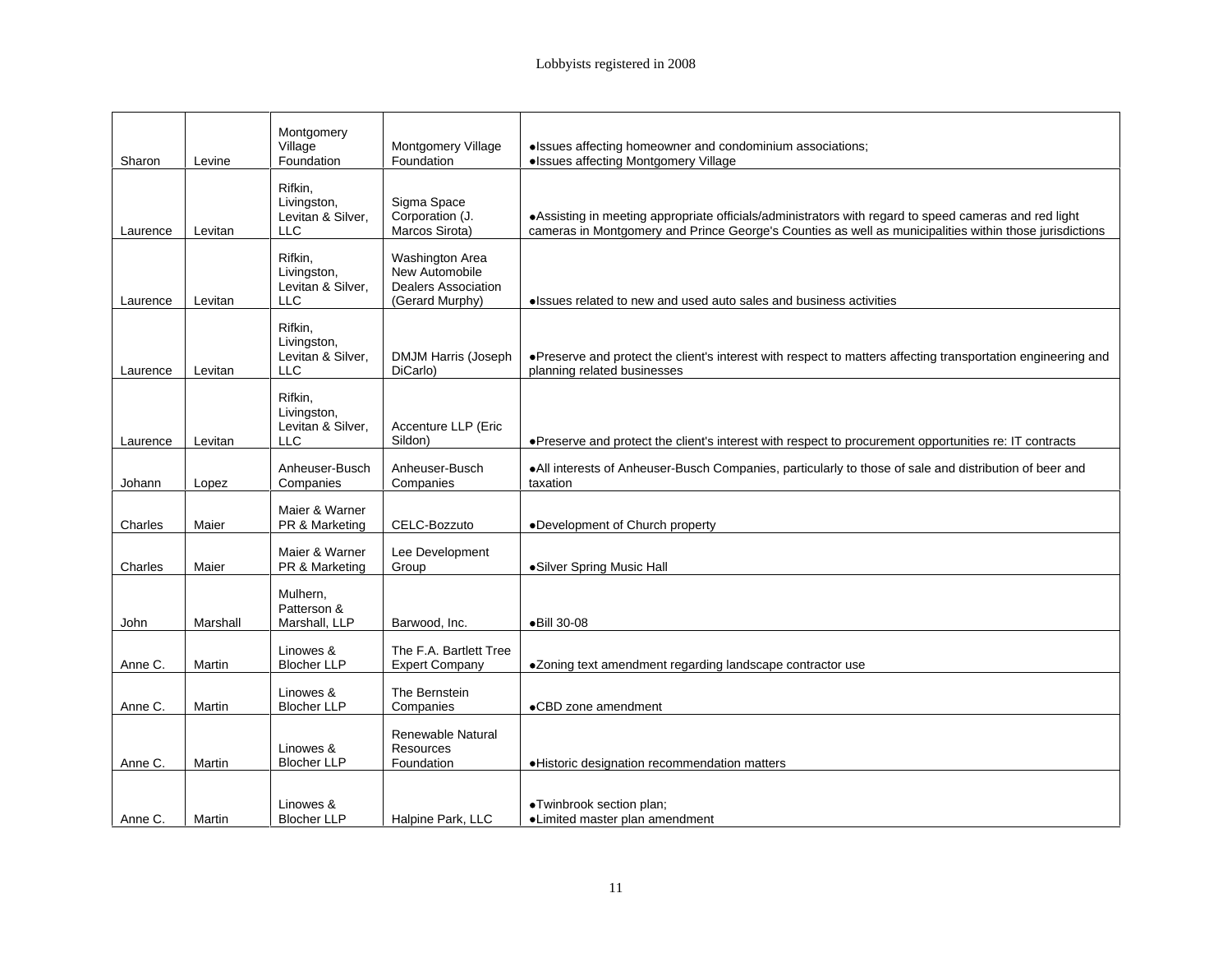Lobbyists registered in 2008

| | | | | |
|---|---|---|---|---|
| Sharon | Levine | Montgomery Village Foundation | Montgomery Village Foundation | •Issues affecting homeowner and condominium associations;<br>•Issues affecting Montgomery Village |
| Laurence | Levitan | Rifkin, Livingston, Levitan & Silver, LLC | Sigma Space Corporation (J. Marcos Sirota) | •Assisting in meeting appropriate officials/administrators with regard to speed cameras and red light cameras in Montgomery and Prince George's Counties as well as municipalities within those jurisdictions |
| Laurence | Levitan | Rifkin, Livingston, Levitan & Silver, LLC | Washington Area New Automobile Dealers Association (Gerard Murphy) | •Issues related to new and used auto sales and business activities |
| Laurence | Levitan | Rifkin, Livingston, Levitan & Silver, LLC | DMJM Harris (Joseph DiCarlo) | •Preserve and protect the client's interest with respect to matters affecting transportation engineering and planning related businesses |
| Laurence | Levitan | Rifkin, Livingston, Levitan & Silver, LLC | Accenture LLP (Eric Sildon) | •Preserve and protect the client's interest with respect to procurement opportunities re: IT contracts |
| Johann | Lopez | Anheuser-Busch Companies | Anheuser-Busch Companies | •All interests of Anheuser-Busch Companies, particularly to those of sale and distribution of beer and taxation |
| Charles | Maier | Maier & Warner PR & Marketing | CELC-Bozzuto | •Development of Church property |
| Charles | Maier | Maier & Warner PR & Marketing | Lee Development Group | •Silver Spring Music Hall |
| John | Marshall | Mulhern, Patterson & Marshall, LLP | Barwood, Inc. | •Bill 30-08 |
| Anne C. | Martin | Linowes & Blocher LLP | The F.A. Bartlett Tree Expert Company | •Zoning text amendment regarding landscape contractor use |
| Anne C. | Martin | Linowes & Blocher LLP | The Bernstein Companies | •CBD zone amendment |
| Anne C. | Martin | Linowes & Blocher LLP | Renewable Natural Resources Foundation | •Historic designation recommendation matters |
| Anne C. | Martin | Linowes & Blocher LLP | Halpine Park, LLC | •Twinbrook section plan;<br>•Limited master plan amendment |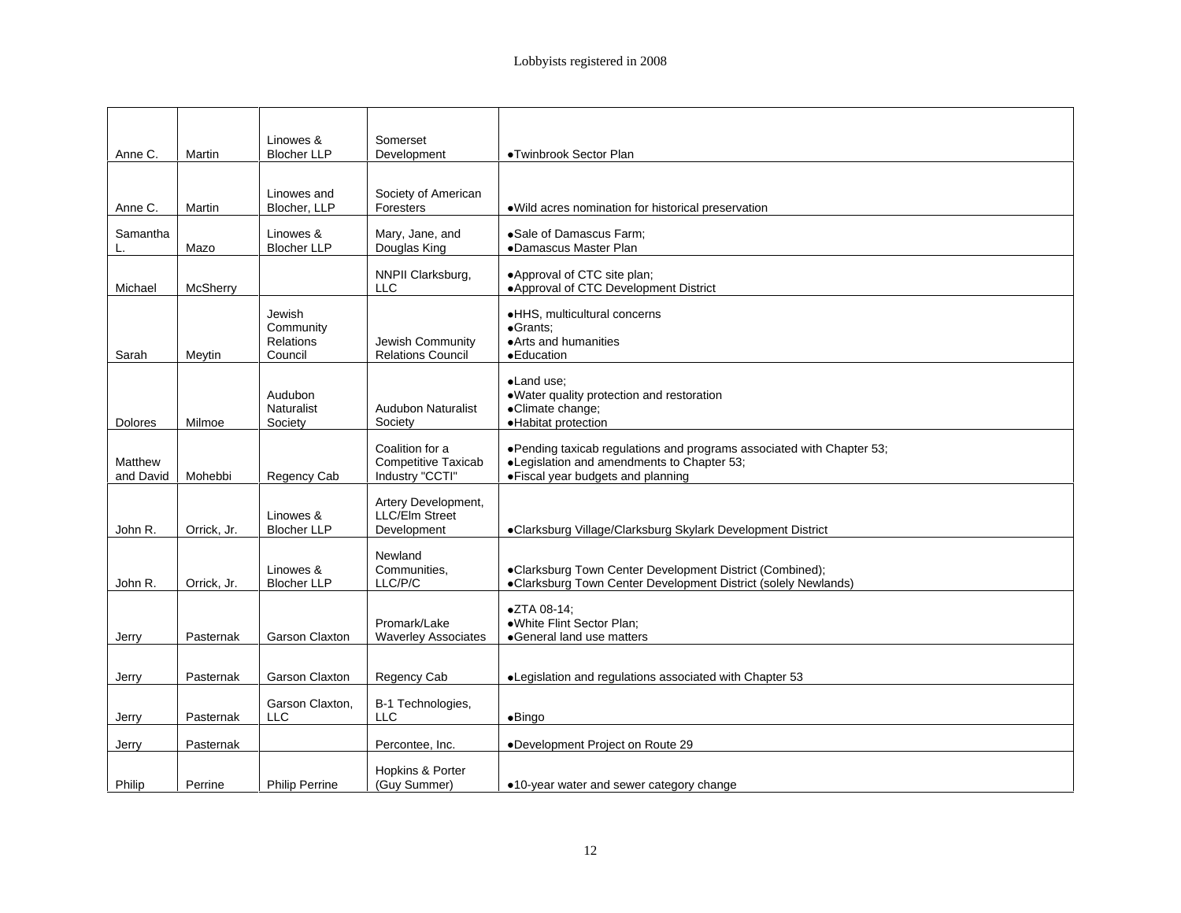Lobbyists registered in 2008

| | | | | |
|---|---|---|---|---|
| Anne C. | Martin | Linowes & Blocher LLP | Somerset Development | •Twinbrook Sector Plan |
| Anne C. | Martin | Linowes and Blocher, LLP | Society of American Foresters | •Wild acres nomination for historical preservation |
| Samantha L. | Mazo | Linowes & Blocher LLP | Mary, Jane, and Douglas King | •Sale of Damascus Farm;<br>•Damascus Master Plan |
| Michael | McSherry | | NNPII Clarksburg, LLC | •Approval of CTC site plan;<br>•Approval of CTC Development District |
| Sarah | Meytin | Jewish Community Relations Council | Jewish Community Relations Council | •HHS, multicultural concerns<br>•Grants;<br>•Arts and humanities<br>•Education |
| Dolores | Milmoe | Audubon Naturalist Society | Audubon Naturalist Society | •Land use;<br>•Water quality protection and restoration<br>•Climate change;<br>•Habitat protection |
| Matthew and David | Mohebbi | Regency Cab | Coalition for a Competitive Taxicab Industry "CCTI" | •Pending taxicab regulations and programs associated with Chapter 53;<br>•Legislation and amendments to Chapter 53;<br>•Fiscal year budgets and planning |
| John R. | Orrick, Jr. | Linowes & Blocher LLP | Artery Development, LLC/Elm Street Development | •Clarksburg Village/Clarksburg Skylark Development District |
| John R. | Orrick, Jr. | Linowes & Blocher LLP | Newland Communities, LLC/P/C | •Clarksburg Town Center Development District (Combined);<br>•Clarksburg Town Center Development District (solely Newlands) |
| Jerry | Pasternak | Garson Claxton | Promark/Lake Waverley Associates | •ZTA 08-14;<br>•White Flint Sector Plan;<br>•General land use matters |
| Jerry | Pasternak | Garson Claxton | Regency Cab | •Legislation and regulations associated with Chapter 53 |
| Jerry | Pasternak | Garson Claxton, LLC | B-1 Technologies, LLC | •Bingo |
| Jerry | Pasternak | | Percontee, Inc. | •Development Project on Route 29 |
| Philip | Perrine | Philip Perrine | Hopkins & Porter (Guy Summer) | •10-year water and sewer category change |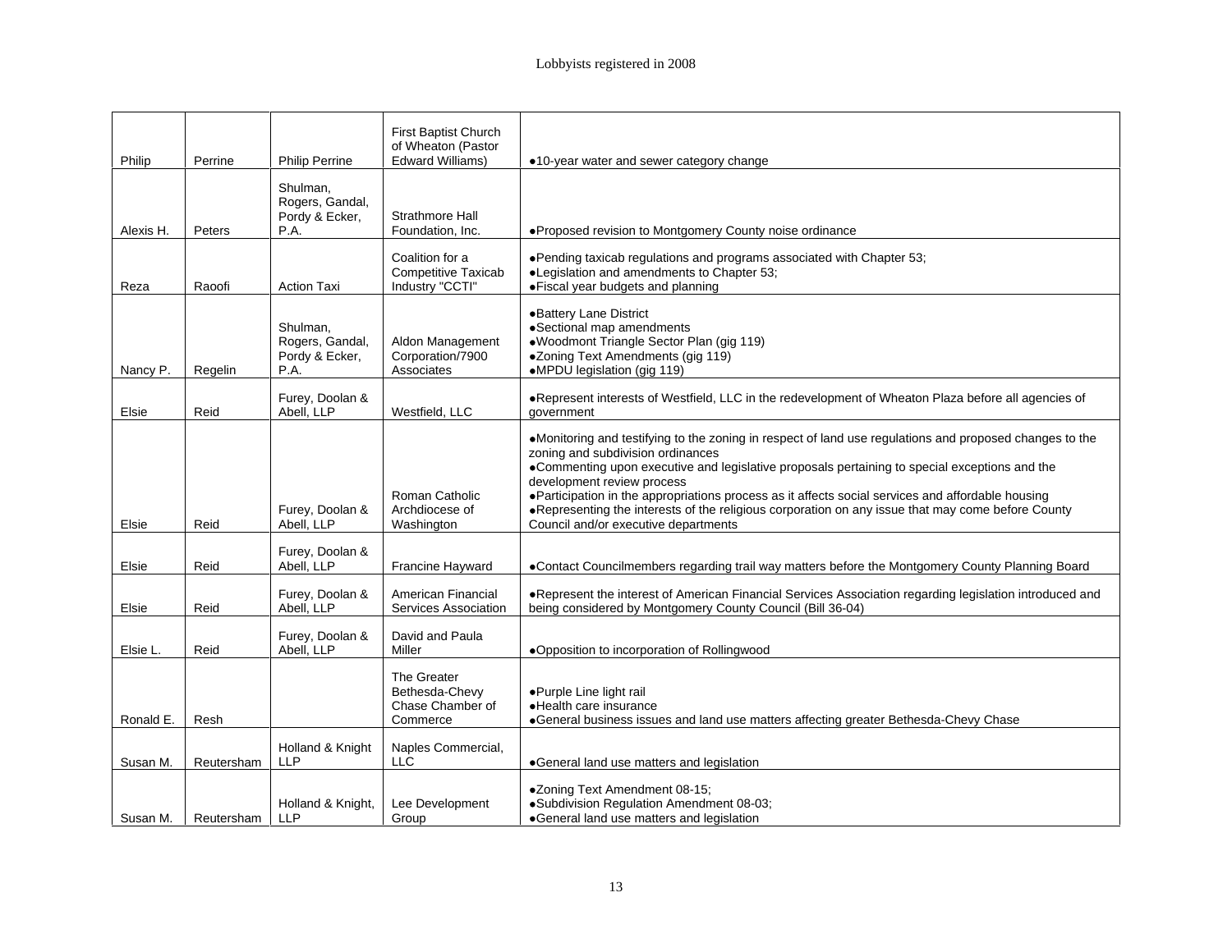Lobbyists registered in 2008

| | | | | |
|---|---|---|---|---|
| Philip | Perrine | Philip Perrine | First Baptist Church of Wheaton (Pastor Edward Williams) | ●10-year water and sewer category change |
| Alexis H. | Peters | Shulman, Rogers, Gandal, Pordy & Ecker, P.A. | Strathmore Hall Foundation, Inc. | ●Proposed revision to Montgomery County noise ordinance |
| Reza | Raoofi | Action Taxi | Coalition for a Competitive Taxicab Industry "CCTI" | ●Pending taxicab regulations and programs associated with Chapter 53;<br>●Legislation and amendments to Chapter 53;<br>●Fiscal year budgets and planning |
| Nancy P. | Regelin | Shulman, Rogers, Gandal, Pordy & Ecker, P.A. | Aldon Management Corporation/7900 Associates | ●Battery Lane District<br>●Sectional map amendments<br>●Woodmont Triangle Sector Plan (gig 119)<br>●Zoning Text Amendments (gig 119)<br>●MPDU legislation (gig 119) |
| Elsie | Reid | Furey, Doolan & Abell, LLP | Westfield, LLC | ●Represent interests of Westfield, LLC in the redevelopment of Wheaton Plaza before all agencies of government |
| Elsie | Reid | Furey, Doolan & Abell, LLP | Roman Catholic Archdiocese of Washington | ●Monitoring and testifying to the zoning in respect of land use regulations and proposed changes to the zoning and subdivision ordinances<br>●Commenting upon executive and legislative proposals pertaining to special exceptions and the development review process<br>●Participation in the appropriations process as it affects social services and affordable housing<br>●Representing the interests of the religious corporation on any issue that may come before County Council and/or executive departments |
| Elsie | Reid | Furey, Doolan & Abell, LLP | Francine Hayward | ●Contact Councilmembers regarding trail way matters before the Montgomery County Planning Board |
| Elsie | Reid | Furey, Doolan & Abell, LLP | American Financial Services Association | ●Represent the interest of American Financial Services Association regarding legislation introduced and being considered by Montgomery County Council (Bill 36-04) |
| Elsie L. | Reid | Furey, Doolan & Abell, LLP | David and Paula Miller | ●Opposition to incorporation of Rollingwood |
| Ronald E. | Resh | | The Greater Bethesda-Chevy Chase Chamber of Commerce | ●Purple Line light rail<br>●Health care insurance<br>●General business issues and land use matters affecting greater Bethesda-Chevy Chase |
| Susan M. | Reutersham | Holland & Knight LLP | Naples Commercial, LLC | ●General land use matters and legislation |
| Susan M. | Reutersham | Holland & Knight, LLP | Lee Development Group | ●Zoning Text Amendment 08-15;<br>●Subdivision Regulation Amendment 08-03;<br>●General land use matters and legislation |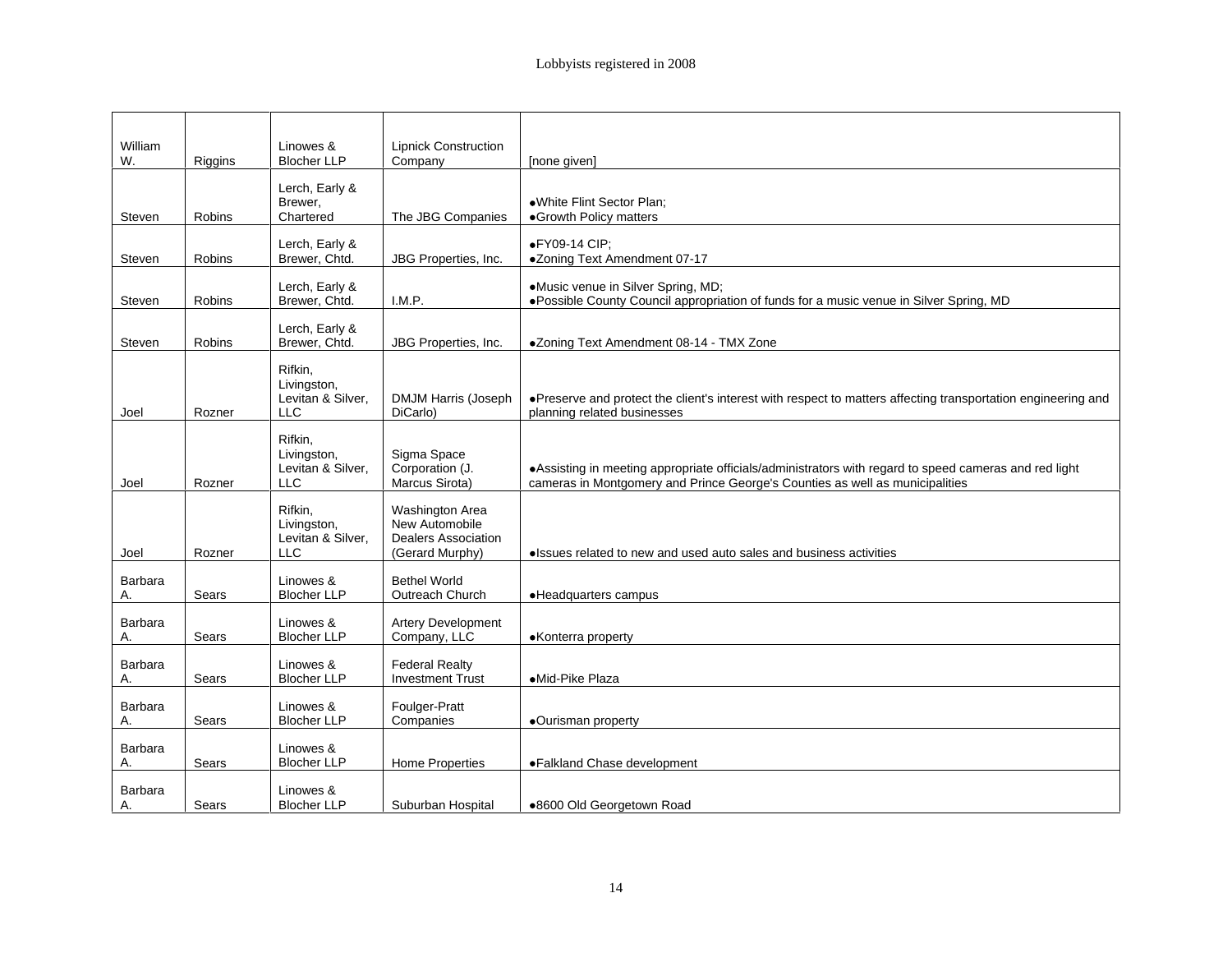Lobbyists registered in 2008

| | | | | |
|---|---|---|---|---|
| William W. | Riggins | Linowes & Blocher LLP | Lipnick Construction Company | [none given] |
| Steven | Robins | Lerch, Early & Brewer, Chartered | The JBG Companies | •White Flint Sector Plan;<br>•Growth Policy matters |
| Steven | Robins | Lerch, Early & Brewer, Chtd. | JBG Properties, Inc. | •FY09-14 CIP;<br>•Zoning Text Amendment 07-17 |
| Steven | Robins | Lerch, Early & Brewer, Chtd. | I.M.P. | •Music venue in Silver Spring, MD;<br>•Possible County Council appropriation of funds for a music venue in Silver Spring, MD |
| Steven | Robins | Lerch, Early & Brewer, Chtd. | JBG Properties, Inc. | •Zoning Text Amendment 08-14 - TMX Zone |
| Joel | Rozner | Rifkin, Livingston, Levitan & Silver, LLC | DMJM Harris (Joseph DiCarlo) | •Preserve and protect the client's interest with respect to matters affecting transportation engineering and planning related businesses |
| Joel | Rozner | Rifkin, Livingston, Levitan & Silver, LLC | Sigma Space Corporation (J. Marcus Sirota) | •Assisting in meeting appropriate officials/administrators with regard to speed cameras and red light cameras in Montgomery and Prince George's Counties as well as municipalities |
| Joel | Rozner | Rifkin, Livingston, Levitan & Silver, LLC | Washington Area New Automobile Dealers Association (Gerard Murphy) | •Issues related to new and used auto sales and business activities |
| Barbara A. | Sears | Linowes & Blocher LLP | Bethel World Outreach Church | •Headquarters campus |
| Barbara A. | Sears | Linowes & Blocher LLP | Artery Development Company, LLC | •Konterra property |
| Barbara A. | Sears | Linowes & Blocher LLP | Federal Realty Investment Trust | •Mid-Pike Plaza |
| Barbara A. | Sears | Linowes & Blocher LLP | Foulger-Pratt Companies | •Ourisman property |
| Barbara A. | Sears | Linowes & Blocher LLP | Home Properties | •Falkland Chase development |
| Barbara A. | Sears | Linowes & Blocher LLP | Suburban Hospital | •8600 Old Georgetown Road |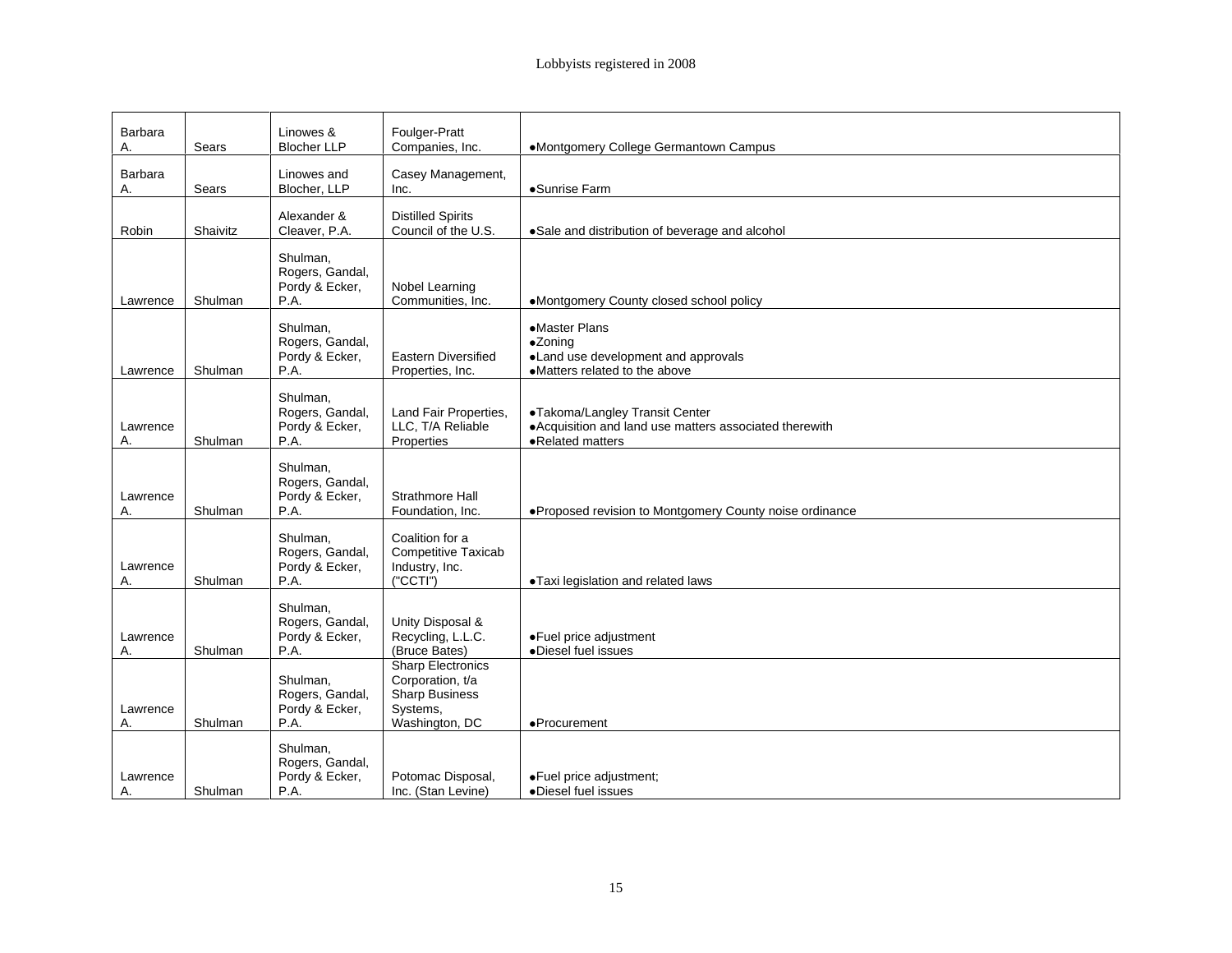Lobbyists registered in 2008

| | | | | |
|---|---|---|---|---|
| Barbara A. | Sears | Linowes & Blocher LLP | Foulger-Pratt Companies, Inc. | •Montgomery College Germantown Campus |
| Barbara A. | Sears | Linowes and Blocher, LLP | Casey Management, Inc. | •Sunrise Farm |
| Robin | Shaivitz | Alexander & Cleaver, P.A. | Distilled Spirits Council of the U.S. | •Sale and distribution of beverage and alcohol |
| Lawrence | Shulman | Shulman, Rogers, Gandal, Pordy & Ecker, P.A. | Nobel Learning Communities, Inc. | •Montgomery County closed school policy |
| Lawrence | Shulman | Shulman, Rogers, Gandal, Pordy & Ecker, P.A. | Eastern Diversified Properties, Inc. | •Master Plans<br>•Zoning<br>•Land use development and approvals<br>•Matters related to the above |
| Lawrence A. | Shulman | Shulman, Rogers, Gandal, Pordy & Ecker, P.A. | Land Fair Properties, LLC, T/A Reliable Properties | •Takoma/Langley Transit Center<br>•Acquisition and land use matters associated therewith<br>•Related matters |
| Lawrence A. | Shulman | Shulman, Rogers, Gandal, Pordy & Ecker, P.A. | Strathmore Hall Foundation, Inc. | •Proposed revision to Montgomery County noise ordinance |
| Lawrence A. | Shulman | Shulman, Rogers, Gandal, Pordy & Ecker, P.A. | Coalition for a Competitive Taxicab Industry, Inc. ("CCTI") | •Taxi legislation and related laws |
| Lawrence A. | Shulman | Shulman, Rogers, Gandal, Pordy & Ecker, P.A. | Unity Disposal & Recycling, L.L.C. (Bruce Bates) | •Fuel price adjustment<br>•Diesel fuel issues |
| Lawrence A. | Shulman | Shulman, Rogers, Gandal, Pordy & Ecker, P.A. | Sharp Electronics Corporation, t/a Sharp Business Systems, Washington, DC | •Procurement |
| Lawrence A. | Shulman | Shulman, Rogers, Gandal, Pordy & Ecker, P.A. | Potomac Disposal, Inc. (Stan Levine) | •Fuel price adjustment;<br>•Diesel fuel issues |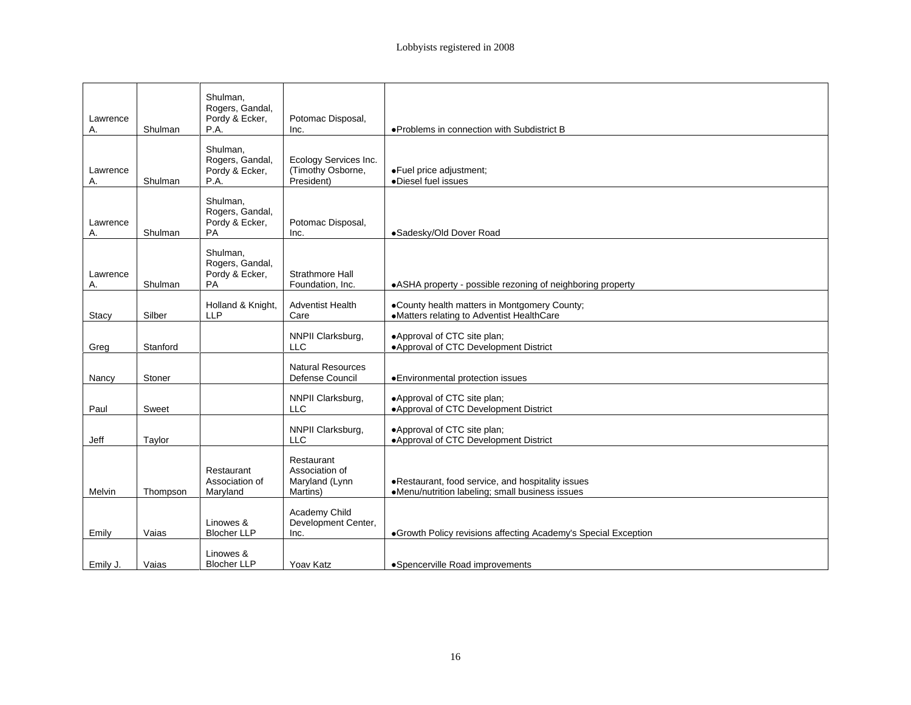Lobbyists registered in 2008

| | | | | |
|---|---|---|---|---|
| Lawrence A. | Shulman | Shulman, Rogers, Gandal, Pordy & Ecker, P.A. | Potomac Disposal, Inc. | •Problems in connection with Subdistrict B |
| Lawrence A. | Shulman | Shulman, Rogers, Gandal, Pordy & Ecker, P.A. | Ecology Services Inc. (Timothy Osborne, President) | •Fuel price adjustment;<br>•Diesel fuel issues |
| Lawrence A. | Shulman | Shulman, Rogers, Gandal, Pordy & Ecker, PA | Potomac Disposal, Inc. | •Sadesky/Old Dover Road |
| Lawrence A. | Shulman | Shulman, Rogers, Gandal, Pordy & Ecker, PA | Strathmore Hall Foundation, Inc. | •ASHA property - possible rezoning of neighboring property |
| Stacy | Silber | Holland & Knight, LLP | Adventist Health Care | •County health matters in Montgomery County;<br>•Matters relating to Adventist HealthCare |
| Greg | Stanford | | NNPII Clarksburg, LLC | •Approval of CTC site plan;<br>•Approval of CTC Development District |
| Nancy | Stoner | | Natural Resources Defense Council | •Environmental protection issues |
| Paul | Sweet | | NNPII Clarksburg, LLC | •Approval of CTC site plan;<br>•Approval of CTC Development District |
| Jeff | Taylor | | NNPII Clarksburg, LLC | •Approval of CTC site plan;<br>•Approval of CTC Development District |
| Melvin | Thompson | Restaurant Association of Maryland | Restaurant Association of Maryland (Lynn Martins) | •Restaurant, food service, and hospitality issues<br>•Menu/nutrition labeling; small business issues |
| Emily | Vaias | Linowes & Blocher LLP | Academy Child Development Center, Inc. | •Growth Policy revisions affecting Academy's Special Exception |
| Emily J. | Vaias | Linowes & Blocher LLP | Yoav Katz | •Spencerville Road improvements |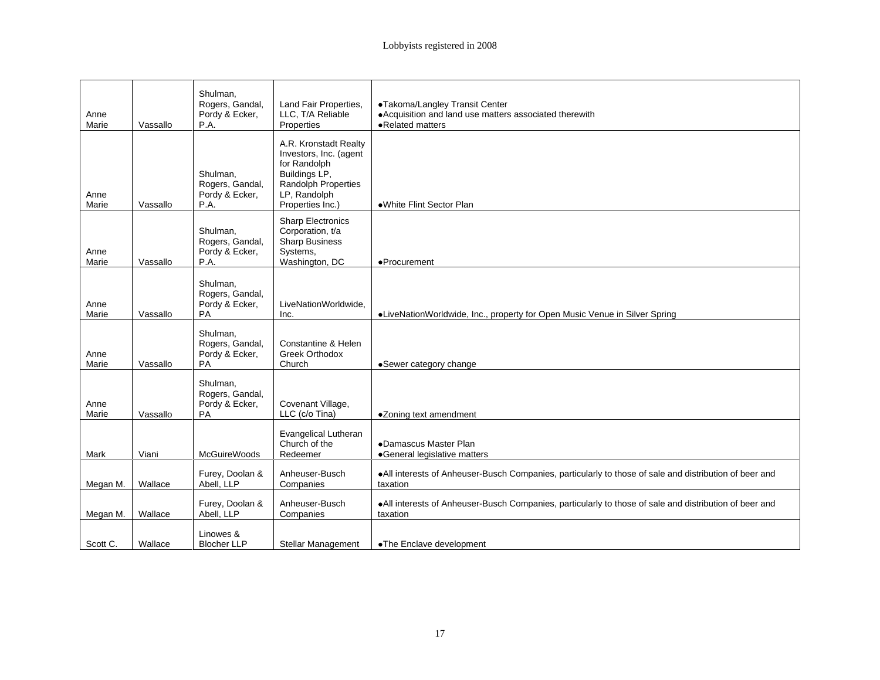Lobbyists registered in 2008

| | | | | |
|---|---|---|---|---|
| Anne Marie | Vassallo | Shulman, Rogers, Gandal, Pordy & Ecker, P.A. | Land Fair Properties, LLC, T/A Reliable Properties | •Takoma/Langley Transit Center<br>•Acquisition and land use matters associated therewith<br>•Related matters |
| Anne Marie | Vassallo | Shulman, Rogers, Gandal, Pordy & Ecker, P.A. | A.R. Kronstadt Realty Investors, Inc. (agent for Randolph Buildings LP, Randolph Properties LP, Randolph Properties Inc.) | •White Flint Sector Plan |
| Anne Marie | Vassallo | Shulman, Rogers, Gandal, Pordy & Ecker, P.A. | Sharp Electronics Corporation, t/a Sharp Business Systems, Washington, DC | •Procurement |
| Anne Marie | Vassallo | Shulman, Rogers, Gandal, Pordy & Ecker, PA | LiveNationWorldwide, Inc. | •LiveNationWorldwide, Inc., property for Open Music Venue in Silver Spring |
| Anne Marie | Vassallo | Shulman, Rogers, Gandal, Pordy & Ecker, PA | Constantine & Helen Greek Orthodox Church | •Sewer category change |
| Anne Marie | Vassallo | Shulman, Rogers, Gandal, Pordy & Ecker, PA | Covenant Village, LLC (c/o Tina) | •Zoning text amendment |
| Mark | Viani | McGuireWoods | Evangelical Lutheran Church of the Redeemer | •Damascus Master Plan<br>•General legislative matters |
| Megan M. | Wallace | Furey, Doolan & Abell, LLP | Anheuser-Busch Companies | •All interests of Anheuser-Busch Companies, particularly to those of sale and distribution of beer and taxation |
| Megan M. | Wallace | Furey, Doolan & Abell, LLP | Anheuser-Busch Companies | •All interests of Anheuser-Busch Companies, particularly to those of sale and distribution of beer and taxation |
| Scott C. | Wallace | Linowes & Blocher LLP | Stellar Management | •The Enclave development |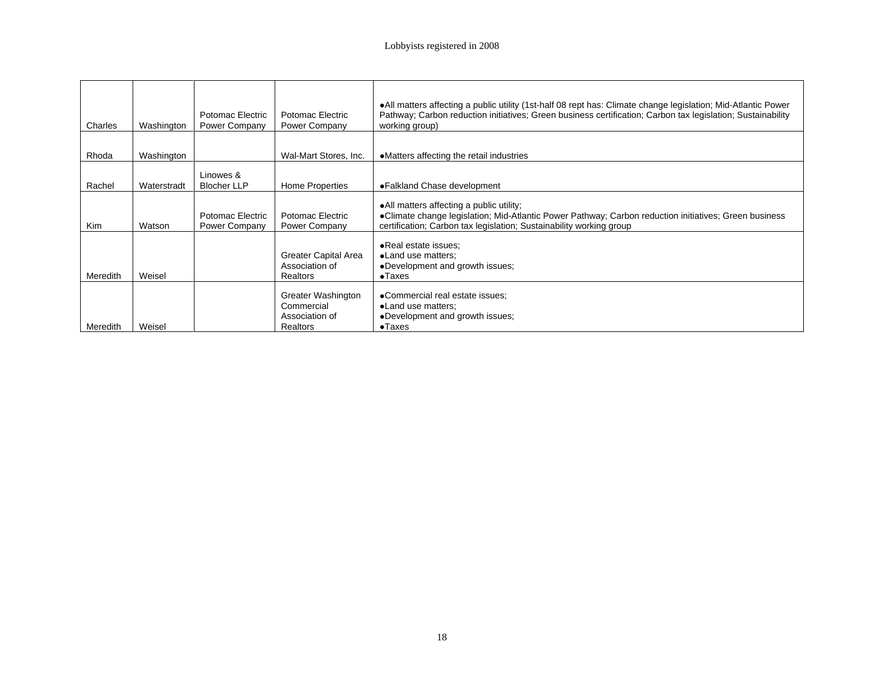Lobbyists registered in 2008

| | | | | |
|---|---|---|---|---|
| Charles | Washington | Potomac Electric Power Company | Potomac Electric Power Company | •All matters affecting a public utility (1st-half 08 rept has: Climate change legislation; Mid-Atlantic Power Pathway; Carbon reduction initiatives; Green business certification; Carbon tax legislation; Sustainability working group) |
| Rhoda | Washington | | Wal-Mart Stores, Inc. | •Matters affecting the retail industries |
| Rachel | Waterstradt | Linowes & Blocher LLP | Home Properties | •Falkland Chase development |
| Kim | Watson | Potomac Electric Power Company | Potomac Electric Power Company | •All matters affecting a public utility;<br>•Climate change legislation; Mid-Atlantic Power Pathway; Carbon reduction initiatives; Green business certification; Carbon tax legislation; Sustainability working group |
| Meredith | Weisel | | Greater Capital Area Association of Realtors | •Real estate issues;<br>•Land use matters;<br>•Development and growth issues;<br>•Taxes |
| Meredith | Weisel | | Greater Washington Commercial Association of Realtors | •Commercial real estate issues;<br>•Land use matters;<br>•Development and growth issues;<br>•Taxes |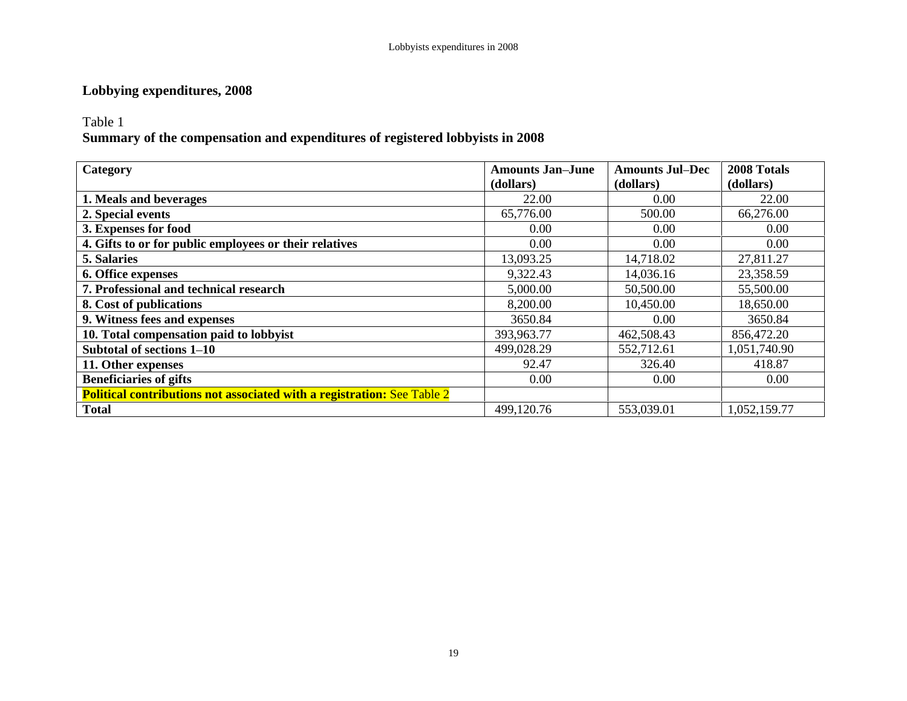## Lobbying expenditures, 2008

Table 1
**Summary of the compensation and expenditures of registered lobbyists in 2008**

| Category | Amounts Jan–June (dollars) | Amounts Jul–Dec (dollars) | 2008 Totals (dollars) |
|---|---|---|---|
| **1. Meals and beverages** | 22.00 | 0.00 | 22.00 |
| **2. Special events** | 65,776.00 | 500.00 | 66,276.00 |
| **3. Expenses for food** | 0.00 | 0.00 | 0.00 |
| **4. Gifts to or for public employees or their relatives** | 0.00 | 0.00 | 0.00 |
| **5. Salaries** | 13,093.25 | 14,718.02 | 27,811.27 |
| **6. Office expenses** | 9,322.43 | 14,036.16 | 23,358.59 |
| **7. Professional and technical research** | 5,000.00 | 50,500.00 | 55,500.00 |
| **8. Cost of publications** | 8,200.00 | 10,450.00 | 18,650.00 |
| **9. Witness fees and expenses** | 3650.84 | 0.00 | 3650.84 |
| **10. Total compensation paid to lobbyist** | 393,963.77 | 462,508.43 | 856,472.20 |
| **Subtotal of sections 1–10** | 499,028.29 | 552,712.61 | 1,051,740.90 |
| **11. Other expenses** | 92.47 | 326.40 | 418.87 |
| **Beneficiaries of gifts** | 0.00 | 0.00 | 0.00 |
| **Political contributions not associated with a registration:** See Table 2 | | | |
| **Total** | 499,120.76 | 553,039.01 | 1,052,159.77 |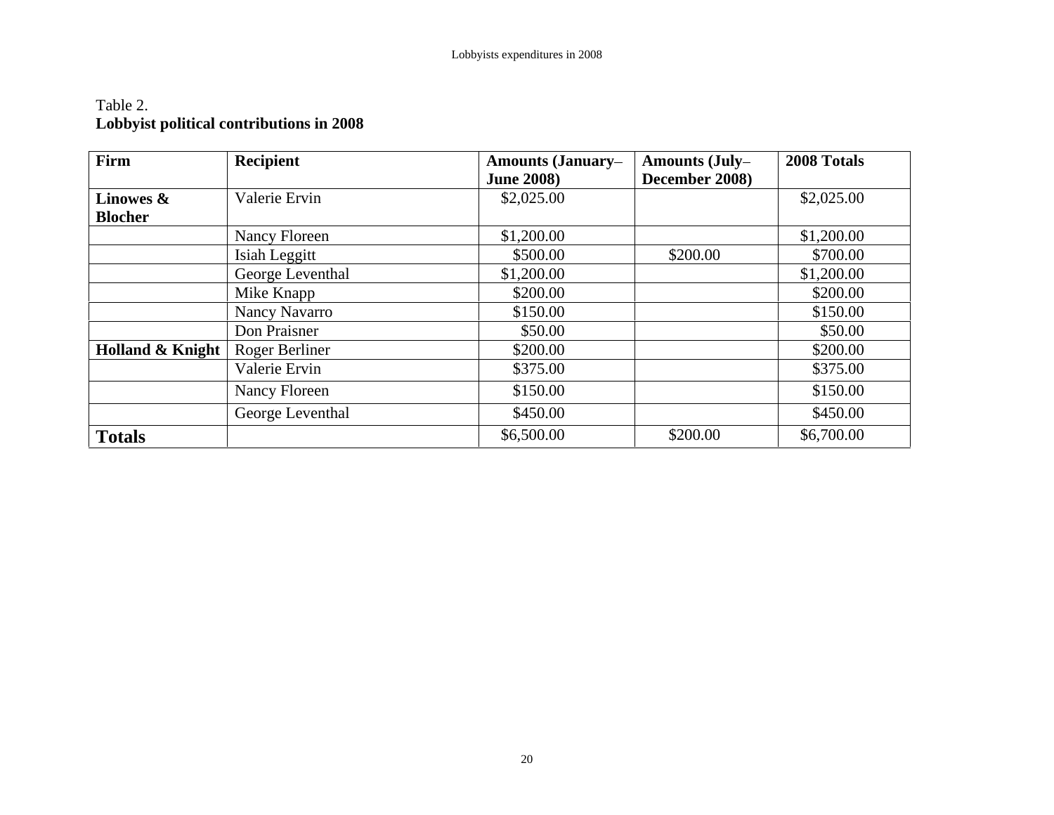Table 2.
**Lobbyist political contributions in 2008**

| Firm | Recipient | Amounts (January–June 2008) | Amounts (July–December 2008) | 2008 Totals |
|---|---|---|---|---|
| **Linowes & Blocher** | Valerie Ervin | $2,025.00 | | $2,025.00 |
| | Nancy Floreen | $1,200.00 | | $1,200.00 |
| | Isiah Leggitt | $500.00 | $200.00 | $700.00 |
| | George Leventhal | $1,200.00 | | $1,200.00 |
| | Mike Knapp | $200.00 | | $200.00 |
| | Nancy Navarro | $150.00 | | $150.00 |
| | Don Praisner | $50.00 | | $50.00 |
| **Holland & Knight** | Roger Berliner | $200.00 | | $200.00 |
| | Valerie Ervin | $375.00 | | $375.00 |
| | Nancy Floreen | $150.00 | | $150.00 |
| | George Leventhal | $450.00 | | $450.00 |
| **Totals** | | $6,500.00 | $200.00 | $6,700.00 |